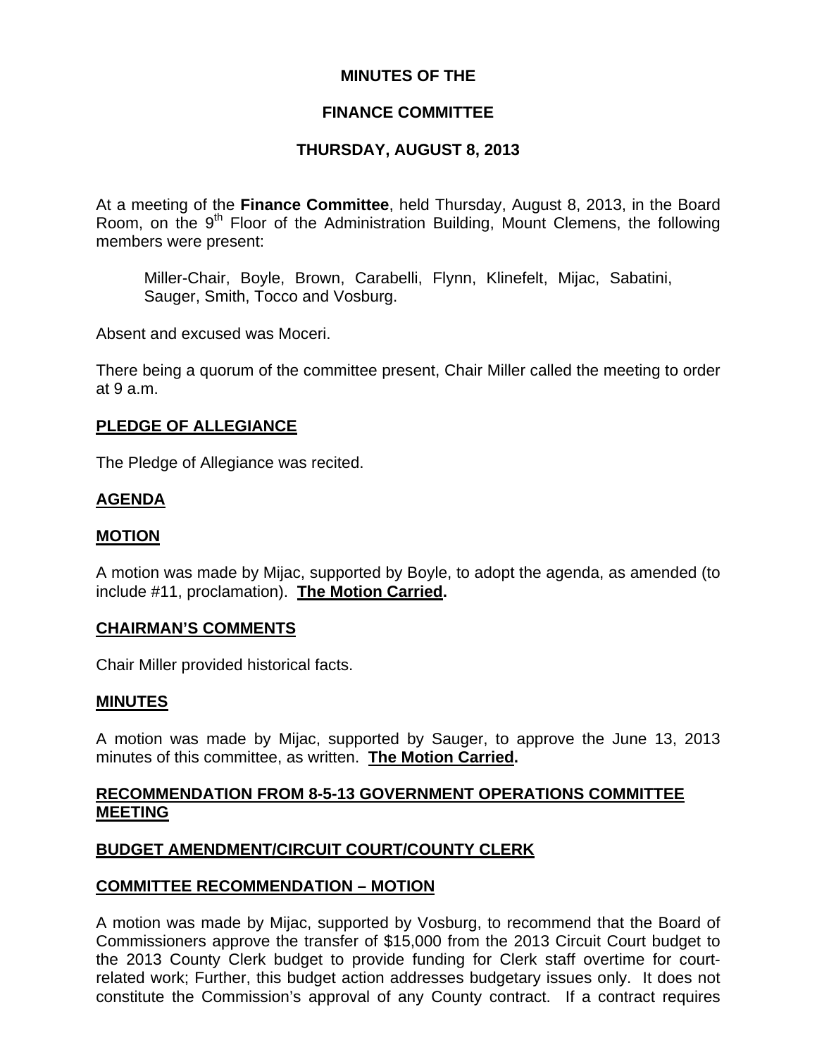**MINUTES OF THE**

**FINANCE COMMITTEE**

**THURSDAY, AUGUST 8, 2013**

At a meeting of the **Finance Committee**, held Thursday, August 8, 2013, in the Board Room, on the 9th Floor of the Administration Building, Mount Clemens, the following members were present:

Miller-Chair, Boyle, Brown, Carabelli, Flynn, Klinefelt, Mijac, Sabatini, Sauger, Smith, Tocco and Vosburg.

Absent and excused was Moceri.

There being a quorum of the committee present, Chair Miller called the meeting to order at 9 a.m.

**PLEDGE OF ALLEGIANCE**

The Pledge of Allegiance was recited.

**AGENDA**

**MOTION**

A motion was made by Mijac, supported by Boyle, to adopt the agenda, as amended (to include #11, proclamation). **The Motion Carried.**

**CHAIRMAN'S COMMENTS**

Chair Miller provided historical facts.

**MINUTES**

A motion was made by Mijac, supported by Sauger, to approve the June 13, 2013 minutes of this committee, as written. **The Motion Carried.**

**RECOMMENDATION FROM 8-5-13 GOVERNMENT OPERATIONS COMMITTEE MEETING**

**BUDGET AMENDMENT/CIRCUIT COURT/COUNTY CLERK**

**COMMITTEE RECOMMENDATION – MOTION**

A motion was made by Mijac, supported by Vosburg, to recommend that the Board of Commissioners approve the transfer of $15,000 from the 2013 Circuit Court budget to the 2013 County Clerk budget to provide funding for Clerk staff overtime for court-related work; Further, this budget action addresses budgetary issues only. It does not constitute the Commission's approval of any County contract. If a contract requires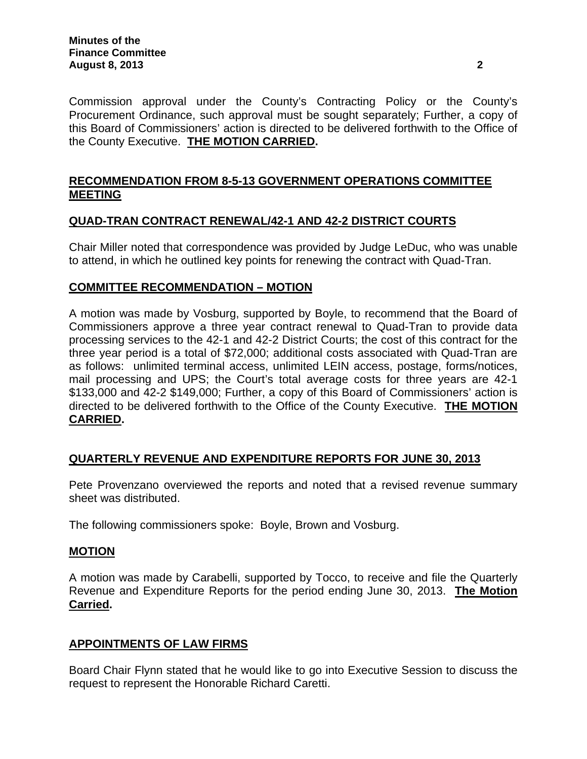Commission approval under the County's Contracting Policy or the County's Procurement Ordinance, such approval must be sought separately; Further, a copy of this Board of Commissioners' action is directed to be delivered forthwith to the Office of the County Executive. **THE MOTION CARRIED.**

## RECOMMENDATION FROM 8-5-13 GOVERNMENT OPERATIONS COMMITTEE MEETING

## QUAD-TRAN CONTRACT RENEWAL/42-1 AND 42-2 DISTRICT COURTS

Chair Miller noted that correspondence was provided by Judge LeDuc, who was unable to attend, in which he outlined key points for renewing the contract with Quad-Tran.

## COMMITTEE RECOMMENDATION – MOTION

A motion was made by Vosburg, supported by Boyle, to recommend that the Board of Commissioners approve a three year contract renewal to Quad-Tran to provide data processing services to the 42-1 and 42-2 District Courts; the cost of this contract for the three year period is a total of $72,000; additional costs associated with Quad-Tran are as follows: unlimited terminal access, unlimited LEIN access, postage, forms/notices, mail processing and UPS; the Court's total average costs for three years are 42-1 $133,000 and 42-2 $149,000; Further, a copy of this Board of Commissioners' action is directed to be delivered forthwith to the Office of the County Executive. **THE MOTION CARRIED.**

## QUARTERLY REVENUE AND EXPENDITURE REPORTS FOR JUNE 30, 2013

Pete Provenzano overviewed the reports and noted that a revised revenue summary sheet was distributed.

The following commissioners spoke: Boyle, Brown and Vosburg.

## MOTION

A motion was made by Carabelli, supported by Tocco, to receive and file the Quarterly Revenue and Expenditure Reports for the period ending June 30, 2013. **The Motion Carried.**

## APPOINTMENTS OF LAW FIRMS

Board Chair Flynn stated that he would like to go into Executive Session to discuss the request to represent the Honorable Richard Caretti.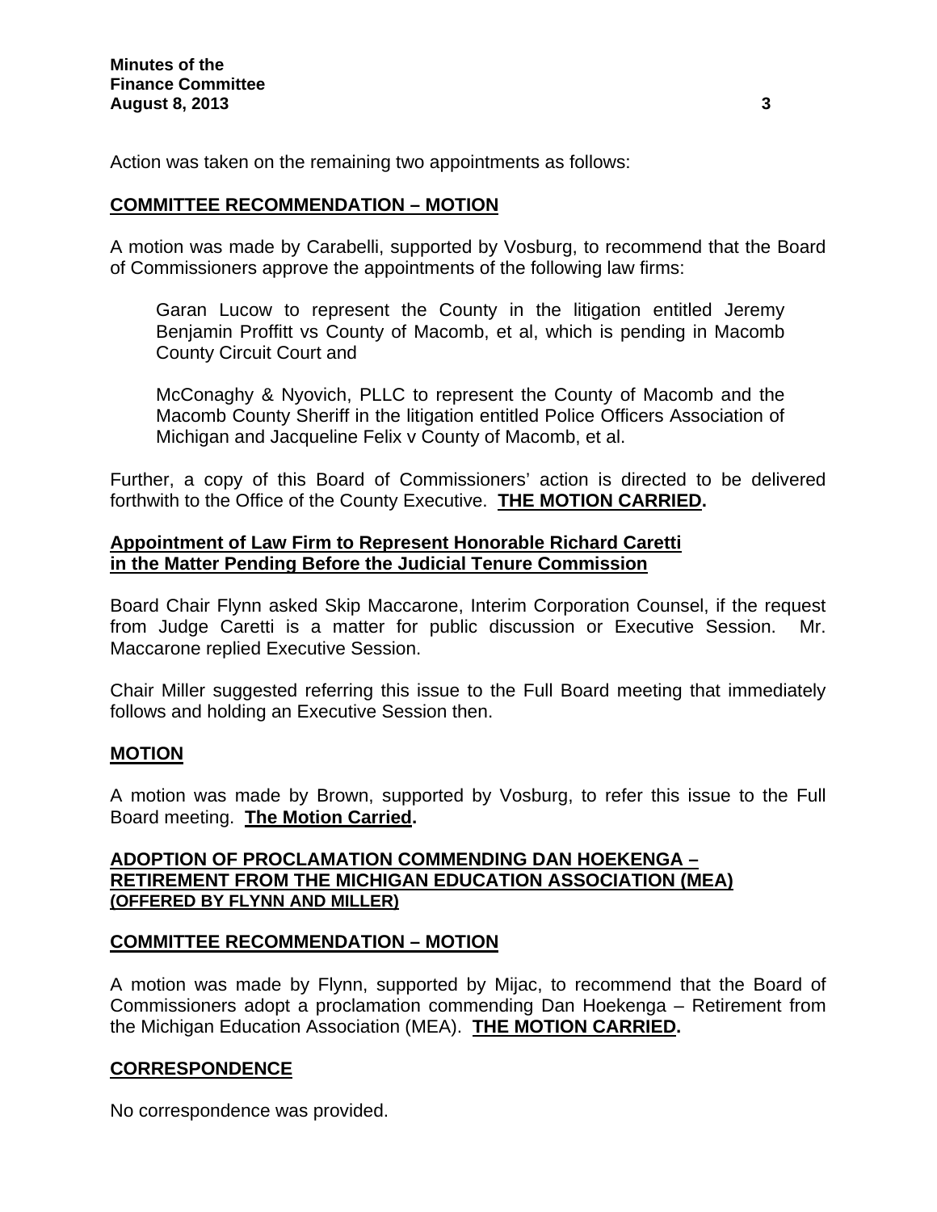Action was taken on the remaining two appointments as follows:

**COMMITTEE RECOMMENDATION – MOTION**

A motion was made by Carabelli, supported by Vosburg, to recommend that the Board of Commissioners approve the appointments of the following law firms:

> Garan Lucow to represent the County in the litigation entitled Jeremy Benjamin Proffitt vs County of Macomb, et al, which is pending in Macomb County Circuit Court and
>
> McConaghy & Nyovich, PLLC to represent the County of Macomb and the Macomb County Sheriff in the litigation entitled Police Officers Association of Michigan and Jacqueline Felix v County of Macomb, et al.

Further, a copy of this Board of Commissioners' action is directed to be delivered forthwith to the Office of the County Executive. **THE MOTION CARRIED.**

**Appointment of Law Firm to Represent Honorable Richard Caretti in the Matter Pending Before the Judicial Tenure Commission**

Board Chair Flynn asked Skip Maccarone, Interim Corporation Counsel, if the request from Judge Caretti is a matter for public discussion or Executive Session. Mr. Maccarone replied Executive Session.

Chair Miller suggested referring this issue to the Full Board meeting that immediately follows and holding an Executive Session then.

**MOTION**

A motion was made by Brown, supported by Vosburg, to refer this issue to the Full Board meeting. **The Motion Carried.**

**ADOPTION OF PROCLAMATION COMMENDING DAN HOEKENGA – RETIREMENT FROM THE MICHIGAN EDUCATION ASSOCIATION (MEA) (OFFERED BY FLYNN AND MILLER)**

**COMMITTEE RECOMMENDATION – MOTION**

A motion was made by Flynn, supported by Mijac, to recommend that the Board of Commissioners adopt a proclamation commending Dan Hoekenga – Retirement from the Michigan Education Association (MEA). **THE MOTION CARRIED.**

**CORRESPONDENCE**

No correspondence was provided.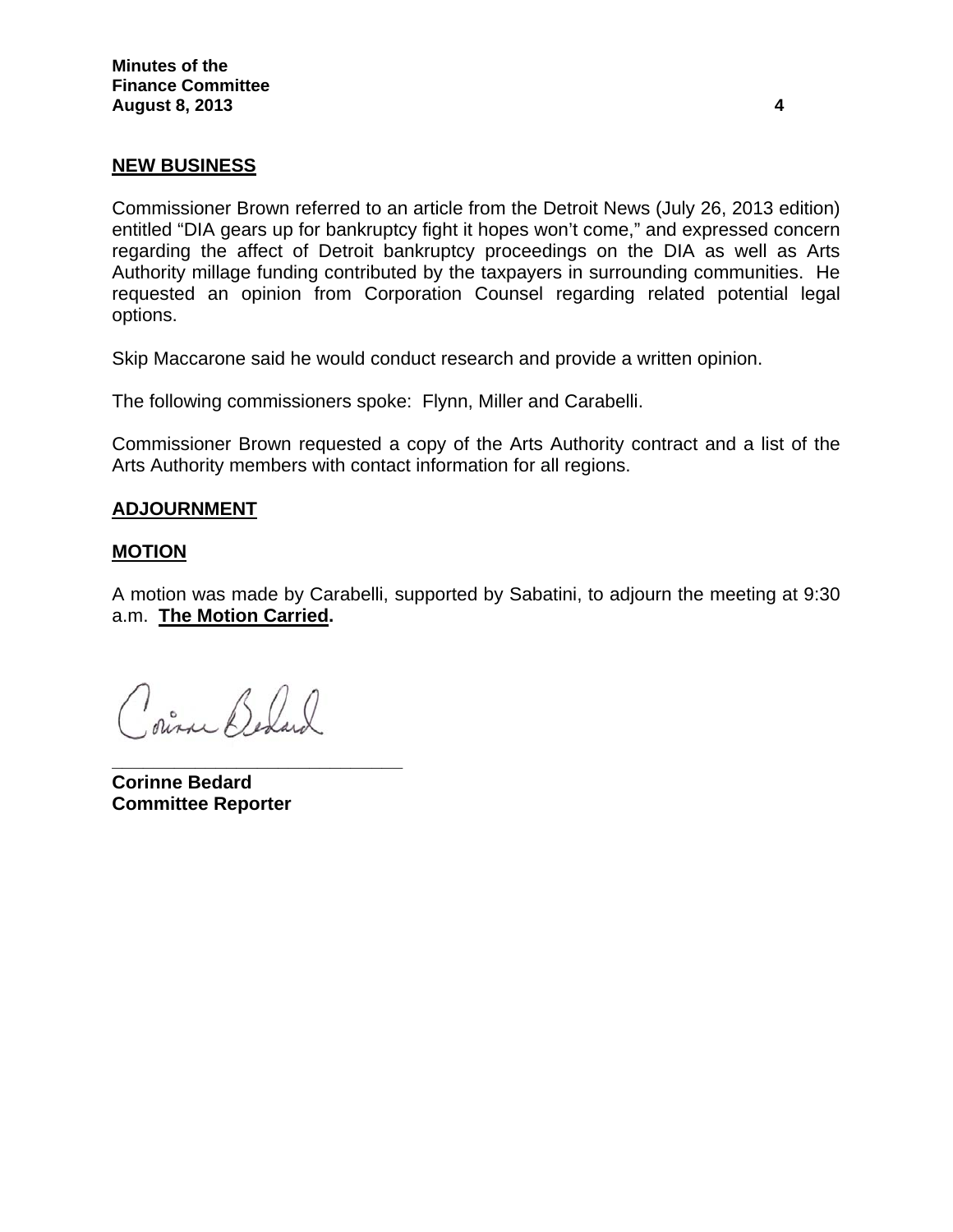**NEW BUSINESS**

Commissioner Brown referred to an article from the Detroit News (July 26, 2013 edition) entitled "DIA gears up for bankruptcy fight it hopes won't come," and expressed concern regarding the affect of Detroit bankruptcy proceedings on the DIA as well as Arts Authority millage funding contributed by the taxpayers in surrounding communities. He requested an opinion from Corporation Counsel regarding related potential legal options.

Skip Maccarone said he would conduct research and provide a written opinion.

The following commissioners spoke: Flynn, Miller and Carabelli.

Commissioner Brown requested a copy of the Arts Authority contract and a list of the Arts Authority members with contact information for all regions.

**ADJOURNMENT**

**MOTION**

A motion was made by Carabelli, supported by Sabatini, to adjourn the meeting at 9:30 a.m. **The Motion Carried.**

\_\_\_\_\_\_\_\_\_\_\_\_\_\_\_\_\_\_\_\_\_\_\_\_\_\_\_\_\_\_

**Corinne Bedard**
**Committee Reporter**